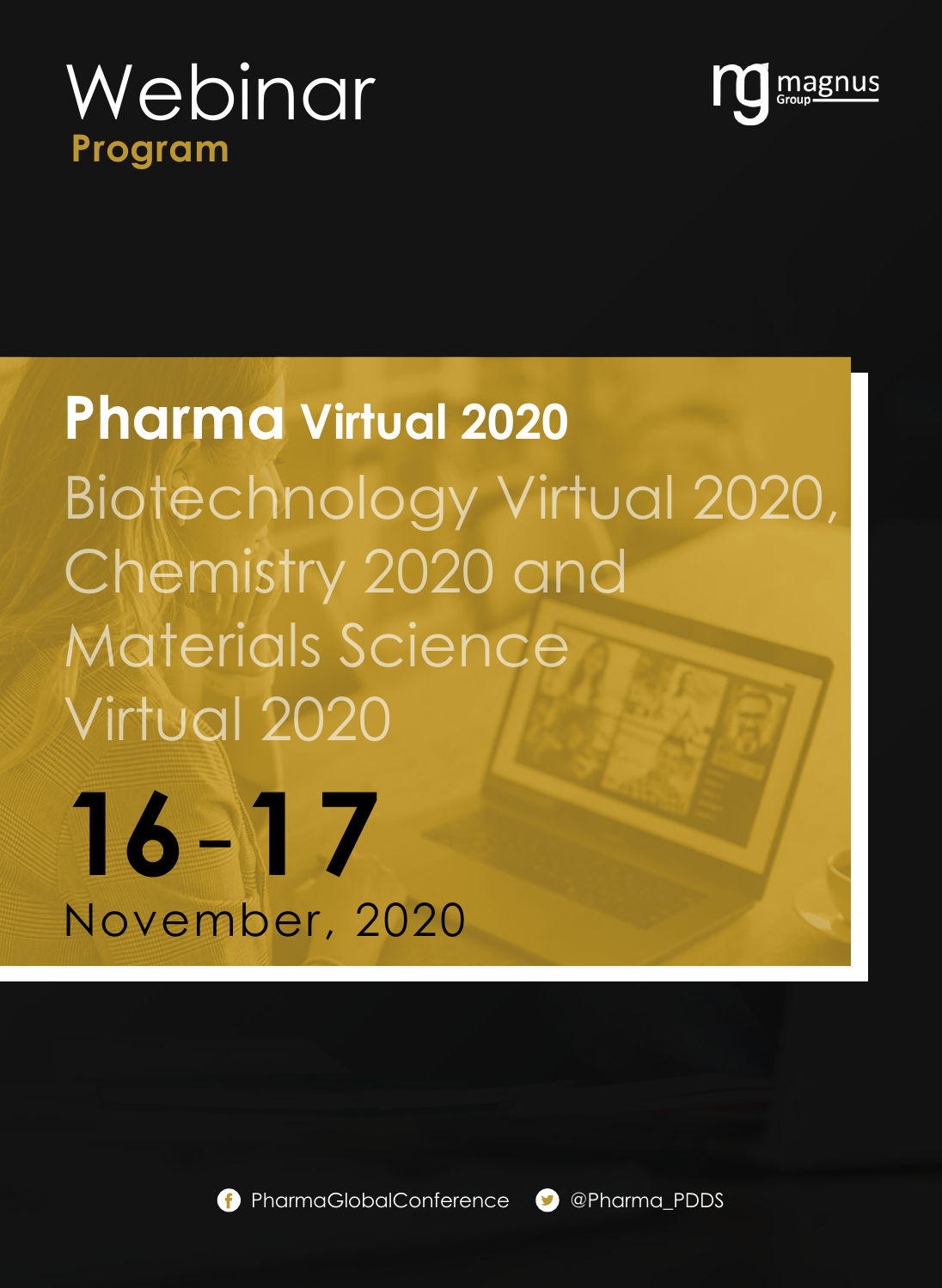# Webinar
## Program

magnus Group

# Pharma Virtual 2020

## Biotechnology Virtual 2020, Chemistry 2020 and Materials Science Virtual 2020

**16-17**

November, 2020

PharmaGlobalConference    @Pharma_PDDS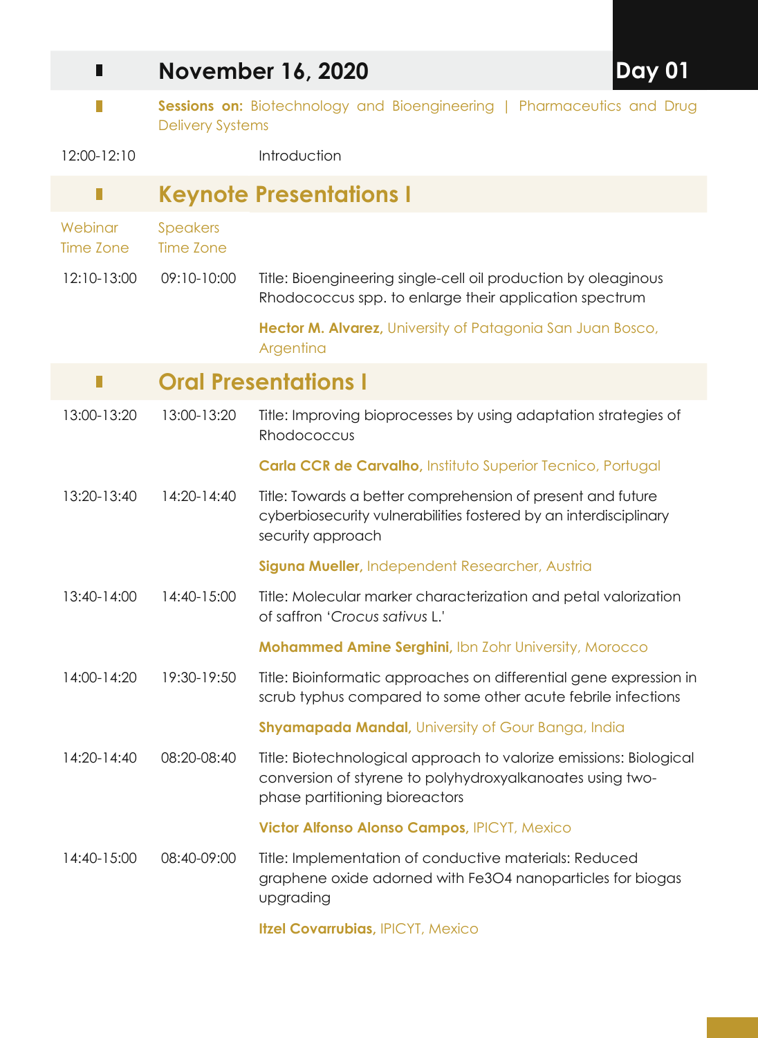## November 16, 2020 — Day 01

**Sessions on:** Biotechnology and Bioengineering | Pharmaceutics and Drug Delivery Systems

| Webinar Time Zone | Speakers Time Zone | |
|---|---|---|
| 12:00-12:10 | | Introduction |

### Keynote Presentations I

| Webinar Time Zone | Speakers Time Zone | |
|---|---|---|
| 12:10-13:00 | 09:10-10:00 | Title: Bioengineering single-cell oil production by oleaginous Rhodococcus spp. to enlarge their application spectrum<br>**Hector M. Alvarez,** University of Patagonia San Juan Bosco, Argentina |

### Oral Presentations I

| Webinar Time Zone | Speakers Time Zone | |
|---|---|---|
| 13:00-13:20 | 13:00-13:20 | Title: Improving bioprocesses by using adaptation strategies of Rhodococcus<br>**Carla CCR de Carvalho,** Instituto Superior Tecnico, Portugal |
| 13:20-13:40 | 14:20-14:40 | Title: Towards a better comprehension of present and future cyberbiosecurity vulnerabilities fostered by an interdisciplinary security approach<br>**Siguna Mueller,** Independent Researcher, Austria |
| 13:40-14:00 | 14:40-15:00 | Title: Molecular marker characterization and petal valorization of saffron '*Crocus sativus* L.'<br>**Mohammed Amine Serghini,** Ibn Zohr University, Morocco |
| 14:00-14:20 | 19:30-19:50 | Title: Bioinformatic approaches on differential gene expression in scrub typhus compared to some other acute febrile infections<br>**Shyamapada Mandal,** University of Gour Banga, India |
| 14:20-14:40 | 08:20-08:40 | Title: Biotechnological approach to valorize emissions: Biological conversion of styrene to polyhydroxyalkanoates using two-phase partitioning bioreactors<br>**Victor Alfonso Alonso Campos,** IPICYT, Mexico |
| 14:40-15:00 | 08:40-09:00 | Title: Implementation of conductive materials: Reduced graphene oxide adorned with $Fe_3O_4$ nanoparticles for biogas upgrading<br>**Itzel Covarrubias,** IPICYT, Mexico |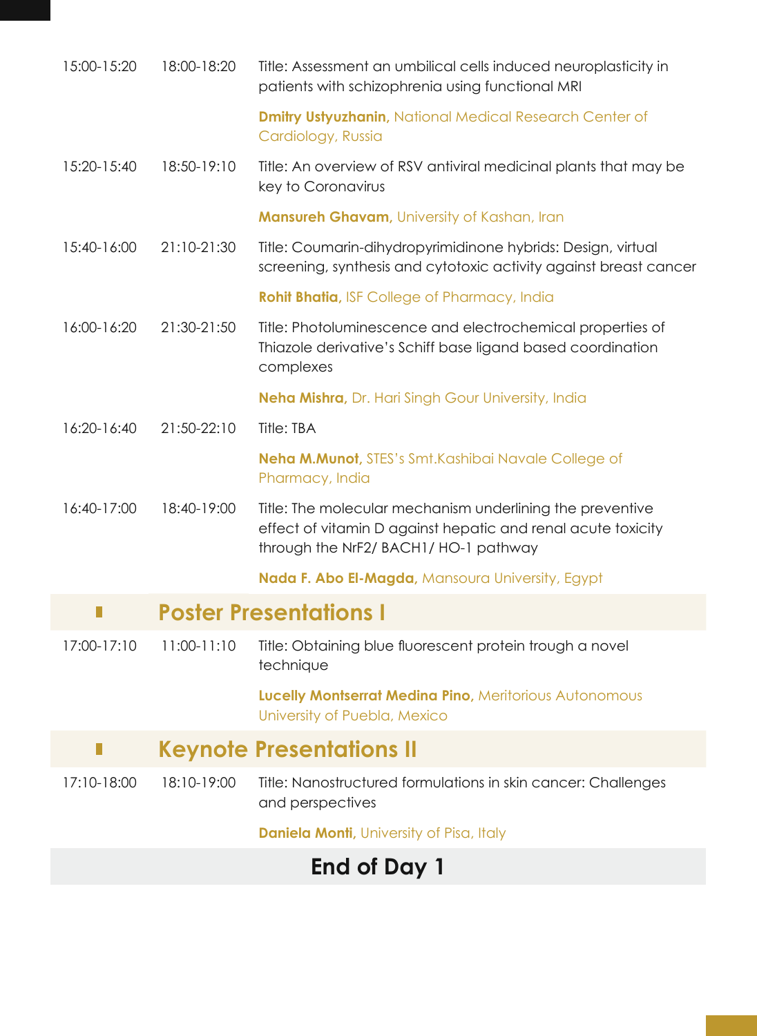| | | |
|---|---|---|
| 15:00-15:20 | 18:00-18:20 | Title: Assessment an umbilical cells induced neuroplasticity in patients with schizophrenia using functional MRI |
| | | **Dmitry Ustyuzhanin,** National Medical Research Center of Cardiology, Russia |
| 15:20-15:40 | 18:50-19:10 | Title: An overview of RSV antiviral medicinal plants that may be key to Coronavirus |
| | | **Mansureh Ghavam,** University of Kashan, Iran |
| 15:40-16:00 | 21:10-21:30 | Title: Coumarin-dihydropyrimidinone hybrids: Design, virtual screening, synthesis and cytotoxic activity against breast cancer |
| | | **Rohit Bhatia,** ISF College of Pharmacy, India |
| 16:00-16:20 | 21:30-21:50 | Title: Photoluminescence and electrochemical properties of Thiazole derivative's Schiff base ligand based coordination complexes |
| | | **Neha Mishra,** Dr. Hari Singh Gour University, India |
| 16:20-16:40 | 21:50-22:10 | Title: TBA |
| | | **Neha M.Munot,** STES's Smt.Kashibai Navale College of Pharmacy, India |
| 16:40-17:00 | 18:40-19:00 | Title: The molecular mechanism underlining the preventive effect of vitamin D against hepatic and renal acute toxicity through the NrF2/ BACH1/ HO-1 pathway |
| | | **Nada F. Abo El-Magda,** Mansoura University, Egypt |

## Poster Presentations I

| | | |
|---|---|---|
| 17:00-17:10 | 11:00-11:10 | Title: Obtaining blue fluorescent protein trough a novel technique |
| | | **Lucelly Montserrat Medina Pino,** Meritorious Autonomous University of Puebla, Mexico |

## Keynote Presentations II

| | | |
|---|---|---|
| 17:10-18:00 | 18:10-19:00 | Title: Nanostructured formulations in skin cancer: Challenges and perspectives |
| | | **Daniela Monti,** University of Pisa, Italy |

## End of Day 1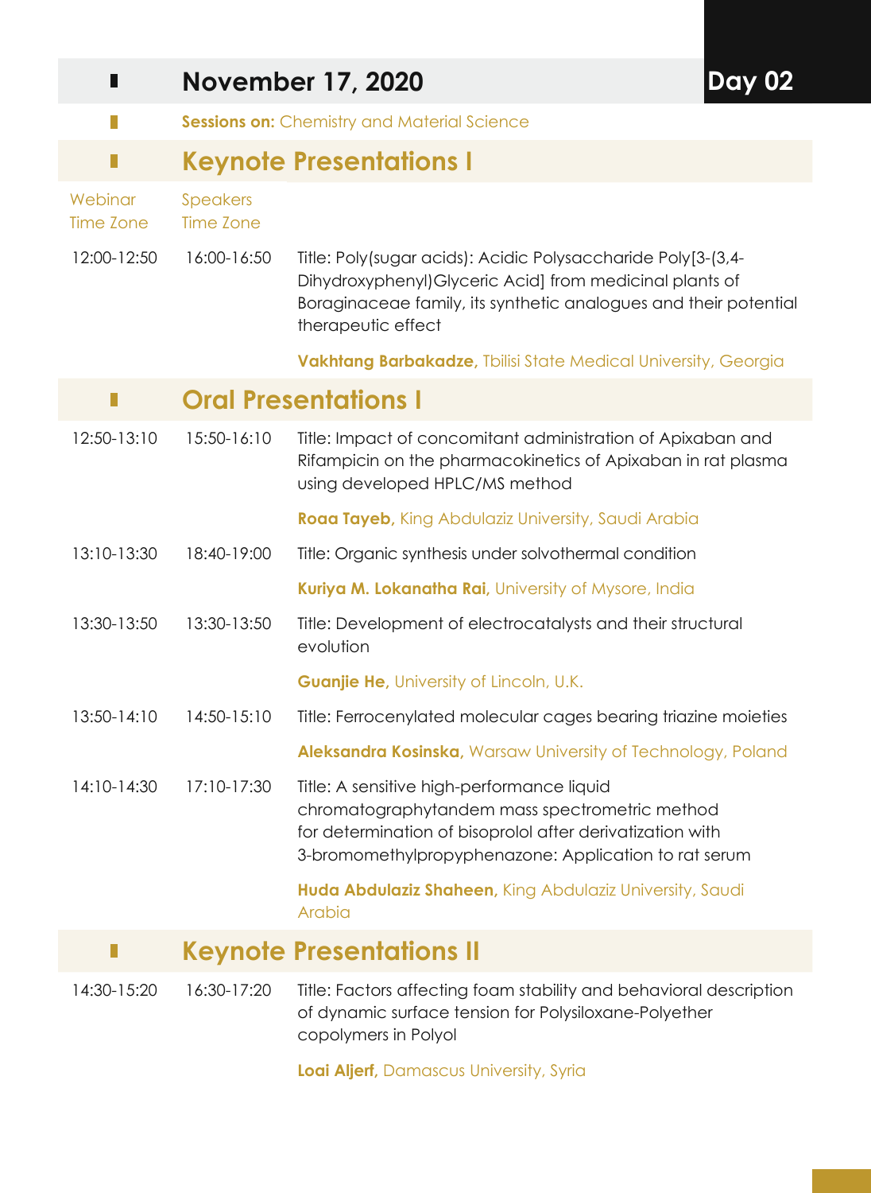## November 17, 2020 — Day 02

**Sessions on:** Chemistry and Material Science

### Keynote Presentations I

| Webinar Time Zone | Speakers Time Zone | |
|---|---|---|
| 12:00-12:50 | 16:00-16:50 | Title: Poly(sugar acids): Acidic Polysaccharide Poly[3-(3,4-Dihydroxyphenyl)Glyceric Acid] from medicinal plants of Boraginaceae family, its synthetic analogues and their potential therapeutic effect<br>**Vakhtang Barbakadze,** Tbilisi State Medical University, Georgia |

### Oral Presentations I

| Webinar Time Zone | Speakers Time Zone | |
|---|---|---|
| 12:50-13:10 | 15:50-16:10 | Title: Impact of concomitant administration of Apixaban and Rifampicin on the pharmacokinetics of Apixaban in rat plasma using developed HPLC/MS method<br>**Roaa Tayeb,** King Abdulaziz University, Saudi Arabia |
| 13:10-13:30 | 18:40-19:00 | Title: Organic synthesis under solvothermal condition<br>**Kuriya M. Lokanatha Rai,** University of Mysore, India |
| 13:30-13:50 | 13:30-13:50 | Title: Development of electrocatalysts and their structural evolution<br>**Guanjie He,** University of Lincoln, U.K. |
| 13:50-14:10 | 14:50-15:10 | Title: Ferrocenylated molecular cages bearing triazine moieties<br>**Aleksandra Kosinska,** Warsaw University of Technology, Poland |
| 14:10-14:30 | 17:10-17:30 | Title: A sensitive high-performance liquid chromatographytandem mass spectrometric method for determination of bisoprolol after derivatization with 3-bromomethylpropyphenazone: Application to rat serum<br>**Huda Abdulaziz Shaheen,** King Abdulaziz University, Saudi Arabia |

### Keynote Presentations II

| Webinar Time Zone | Speakers Time Zone | |
|---|---|---|
| 14:30-15:20 | 16:30-17:20 | Title: Factors affecting foam stability and behavioral description of dynamic surface tension for Polysiloxane-Polyether copolymers in Polyol<br>**Loai Aljerf,** Damascus University, Syria |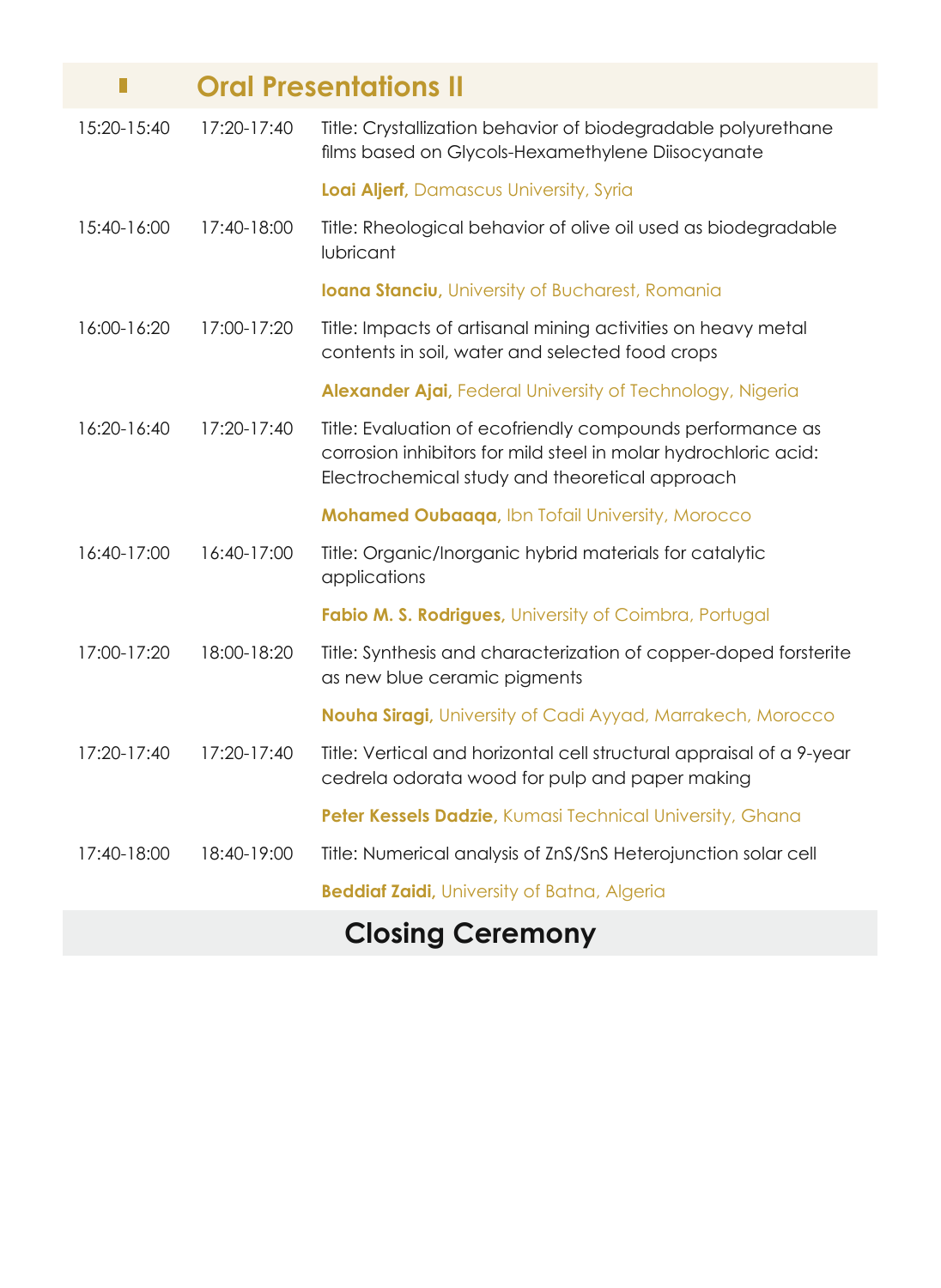## Oral Presentations II

| | | |
|---|---|---|
| 15:20-15:40 | 17:20-17:40 | Title: Crystallization behavior of biodegradable polyurethane films based on Glycols-Hexamethylene Diisocyanate<br>**Loai Aljerf,** Damascus University, Syria |
| 15:40-16:00 | 17:40-18:00 | Title: Rheological behavior of olive oil used as biodegradable lubricant<br>**Ioana Stanciu,** University of Bucharest, Romania |
| 16:00-16:20 | 17:00-17:20 | Title: Impacts of artisanal mining activities on heavy metal contents in soil, water and selected food crops<br>**Alexander Ajai,** Federal University of Technology, Nigeria |
| 16:20-16:40 | 17:20-17:40 | Title: Evaluation of ecofriendly compounds performance as corrosion inhibitors for mild steel in molar hydrochloric acid: Electrochemical study and theoretical approach<br>**Mohamed Oubaaqa,** Ibn Tofail University, Morocco |
| 16:40-17:00 | 16:40-17:00 | Title: Organic/Inorganic hybrid materials for catalytic applications<br>**Fabio M. S. Rodrigues,** University of Coimbra, Portugal |
| 17:00-17:20 | 18:00-18:20 | Title: Synthesis and characterization of copper-doped forsterite as new blue ceramic pigments<br>**Nouha Siragi,** University of Cadi Ayyad, Marrakech, Morocco |
| 17:20-17:40 | 17:20-17:40 | Title: Vertical and horizontal cell structural appraisal of a 9-year cedrela odorata wood for pulp and paper making<br>**Peter Kessels Dadzie,** Kumasi Technical University, Ghana |
| 17:40-18:00 | 18:40-19:00 | Title: Numerical analysis of ZnS/SnS Heterojunction solar cell<br>**Beddiaf Zaidi,** University of Batna, Algeria |

## Closing Ceremony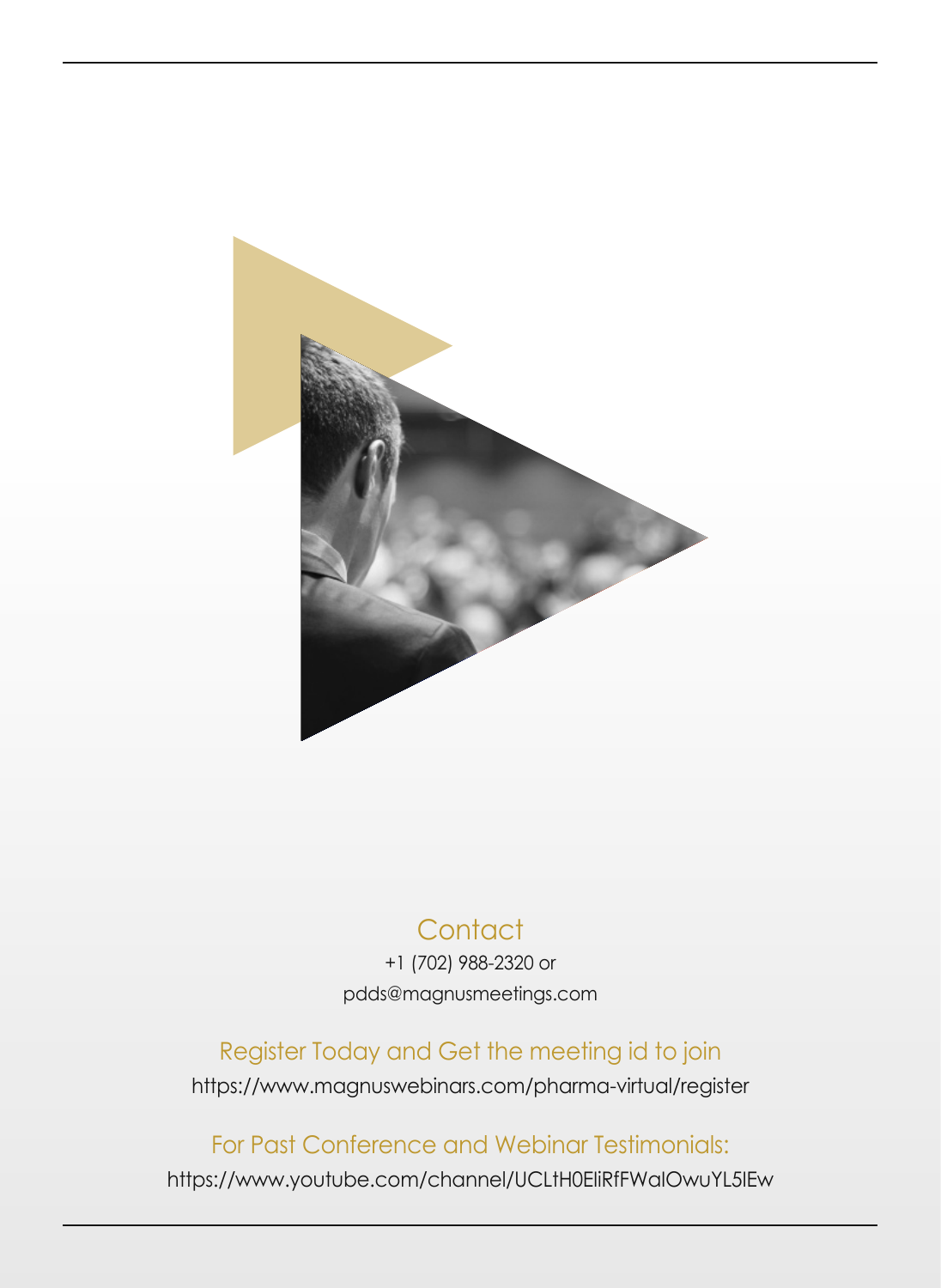## Contact

+1 (702) 988-2320 or
pdds@magnusmeetings.com

## Register Today and Get the meeting id to join

https://www.magnuswebinars.com/pharma-virtual/register

## For Past Conference and Webinar Testimonials:

https://www.youtube.com/channel/UCLtH0EliRfFWaIOwuYL5IEw